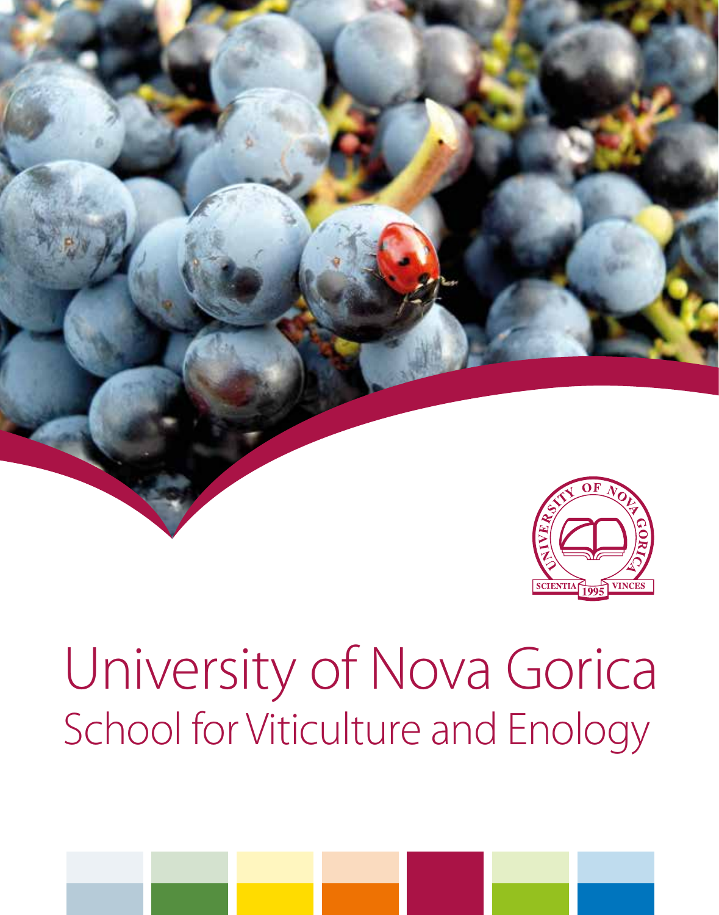# University of Nova Gorica

## School for Viticulture and Enology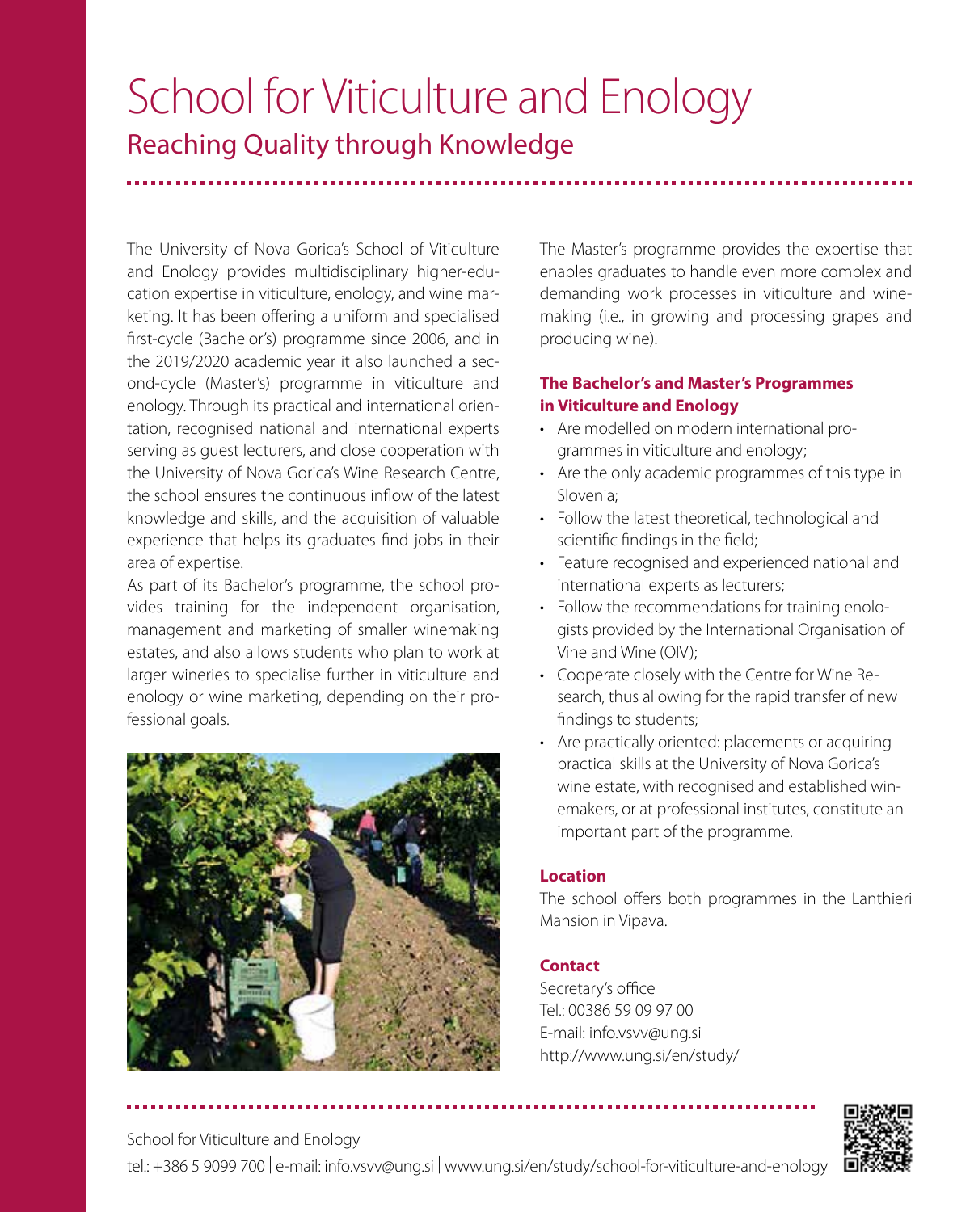# School for Viticulture and Enology

## Reaching Quality through Knowledge

The University of Nova Gorica's School of Viticulture and Enology provides multidisciplinary higher-education expertise in viticulture, enology, and wine marketing. It has been offering a uniform and specialised first-cycle (Bachelor's) programme since 2006, and in the 2019/2020 academic year it also launched a second-cycle (Master's) programme in viticulture and enology. Through its practical and international orientation, recognised national and international experts serving as guest lecturers, and close cooperation with the University of Nova Gorica's Wine Research Centre, the school ensures the continuous inflow of the latest knowledge and skills, and the acquisition of valuable experience that helps its graduates find jobs in their area of expertise.

As part of its Bachelor's programme, the school provides training for the independent organisation, management and marketing of smaller winemaking estates, and also allows students who plan to work at larger wineries to specialise further in viticulture and enology or wine marketing, depending on their professional goals.

The Master's programme provides the expertise that enables graduates to handle even more complex and demanding work processes in viticulture and winemaking (i.e., in growing and processing grapes and producing wine).

**The Bachelor's and Master's Programmes in Viticulture and Enology**

- Are modelled on modern international programmes in viticulture and enology;
- Are the only academic programmes of this type in Slovenia;
- Follow the latest theoretical, technological and scientific findings in the field;
- Feature recognised and experienced national and international experts as lecturers;
- Follow the recommendations for training enologists provided by the International Organisation of Vine and Wine (OIV);
- Cooperate closely with the Centre for Wine Research, thus allowing for the rapid transfer of new findings to students;
- Are practically oriented: placements or acquiring practical skills at the University of Nova Gorica's wine estate, with recognised and established winemakers, or at professional institutes, constitute an important part of the programme.

**Location**

The school offers both programmes in the Lanthieri Mansion in Vipava.

**Contact**

Secretary's office
Tel.: 00386 59 09 97 00
E-mail: info.vsvv@ung.si
http://www.ung.si/en/study/

School for Viticulture and Enology
tel.: +386 5 9099 700 | e-mail: info.vsvv@ung.si | www.ung.si/en/study/school-for-viticulture-and-enology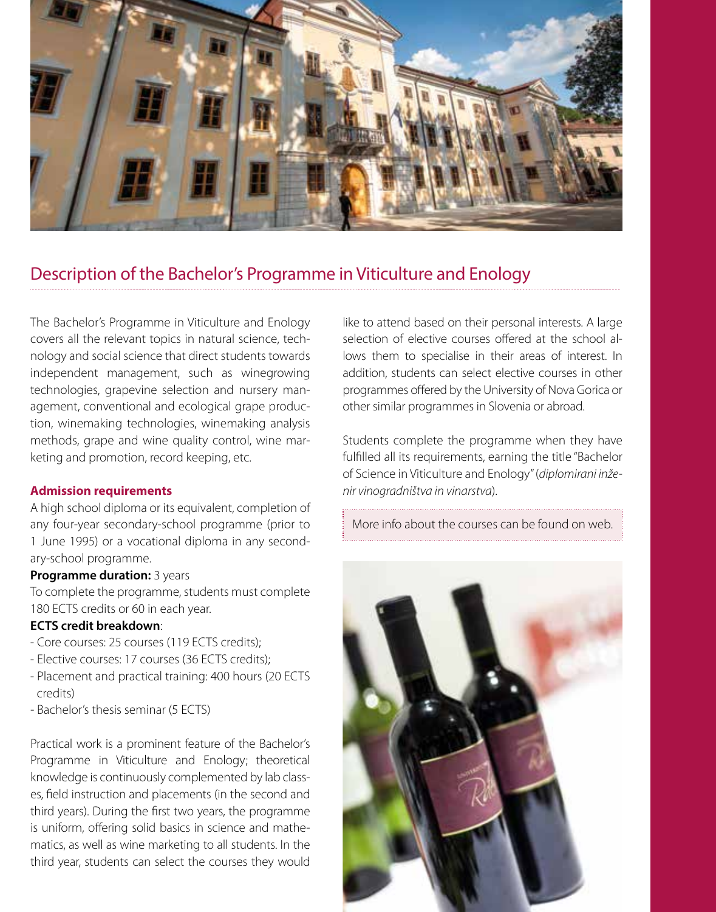## Description of the Bachelor's Programme in Viticulture and Enology

The Bachelor's Programme in Viticulture and Enology covers all the relevant topics in natural science, technology and social science that direct students towards independent management, such as winegrowing technologies, grapevine selection and nursery management, conventional and ecological grape production, winemaking technologies, winemaking analysis methods, grape and wine quality control, wine marketing and promotion, record keeping, etc.

**Admission requirements**

A high school diploma or its equivalent, completion of any four-year secondary-school programme (prior to 1 June 1995) or a vocational diploma in any secondary-school programme.

**Programme duration:** 3 years

To complete the programme, students must complete 180 ECTS credits or 60 in each year.

**ECTS credit breakdown**:

- Core courses: 25 courses (119 ECTS credits);
- Elective courses: 17 courses (36 ECTS credits);
- Placement and practical training: 400 hours (20 ECTS credits)
- Bachelor's thesis seminar (5 ECTS)

Practical work is a prominent feature of the Bachelor's Programme in Viticulture and Enology; theoretical knowledge is continuously complemented by lab classes, field instruction and placements (in the second and third years). During the first two years, the programme is uniform, offering solid basics in science and mathematics, as well as wine marketing to all students. In the third year, students can select the courses they would like to attend based on their personal interests. A large selection of elective courses offered at the school allows them to specialise in their areas of interest. In addition, students can select elective courses in other programmes offered by the University of Nova Gorica or other similar programmes in Slovenia or abroad.

Students complete the programme when they have fulfilled all its requirements, earning the title "Bachelor of Science in Viticulture and Enology" (*diplomirani inženir vinogradništva in vinarstva*).

More info about the courses can be found on web.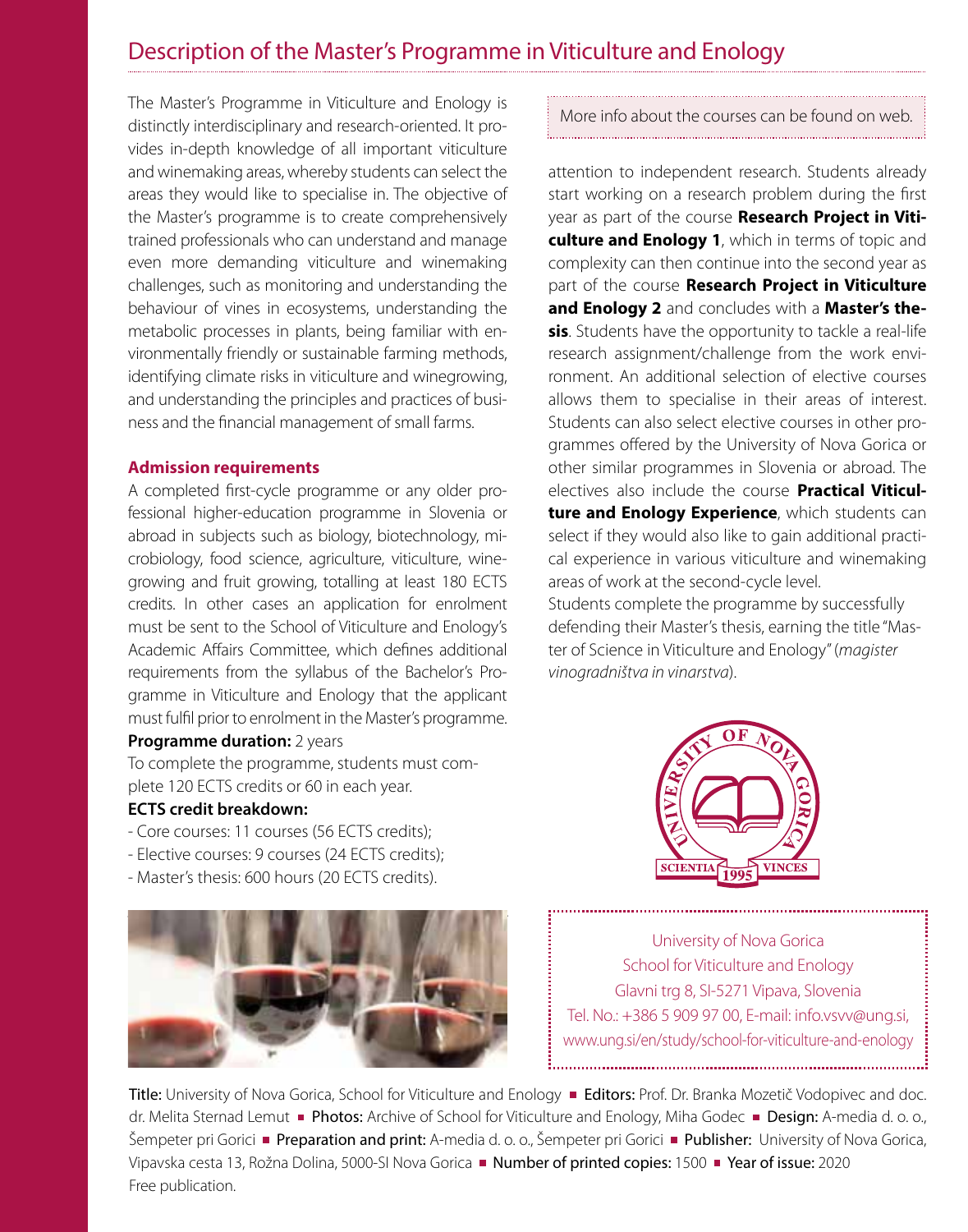# Description of the Master's Programme in Viticulture and Enology

The Master's Programme in Viticulture and Enology is distinctly interdisciplinary and research-oriented. It provides in-depth knowledge of all important viticulture and winemaking areas, whereby students can select the areas they would like to specialise in. The objective of the Master's programme is to create comprehensively trained professionals who can understand and manage even more demanding viticulture and winemaking challenges, such as monitoring and understanding the behaviour of vines in ecosystems, understanding the metabolic processes in plants, being familiar with environmentally friendly or sustainable farming methods, identifying climate risks in viticulture and winegrowing, and understanding the principles and practices of business and the financial management of small farms.

### Admission requirements

A completed first-cycle programme or any older professional higher-education programme in Slovenia or abroad in subjects such as biology, biotechnology, microbiology, food science, agriculture, viticulture, winegrowing and fruit growing, totalling at least 180 ECTS credits. In other cases an application for enrolment must be sent to the School of Viticulture and Enology's Academic Affairs Committee, which defines additional requirements from the syllabus of the Bachelor's Programme in Viticulture and Enology that the applicant must fulfil prior to enrolment in the Master's programme.

**Programme duration:** 2 years

To complete the programme, students must complete 120 ECTS credits or 60 in each year.

**ECTS credit breakdown:**

- Core courses: 11 courses (56 ECTS credits);
- Elective courses: 9 courses (24 ECTS credits);
- Master's thesis: 600 hours (20 ECTS credits).

More info about the courses can be found on web.

attention to independent research. Students already start working on a research problem during the first year as part of the course **Research Project in Viticulture and Enology 1**, which in terms of topic and complexity can then continue into the second year as part of the course **Research Project in Viticulture and Enology 2** and concludes with a **Master's thesis**. Students have the opportunity to tackle a real-life research assignment/challenge from the work environment. An additional selection of elective courses allows them to specialise in their areas of interest. Students can also select elective courses in other programmes offered by the University of Nova Gorica or other similar programmes in Slovenia or abroad. The electives also include the course **Practical Viticulture and Enology Experience**, which students can select if they would also like to gain additional practical experience in various viticulture and winemaking areas of work at the second-cycle level.

Students complete the programme by successfully defending their Master's thesis, earning the title "Master of Science in Viticulture and Enology" (*magister vinogradništva in vinarstva*).

University of Nova Gorica
School for Viticulture and Enology
Glavni trg 8, SI-5271 Vipava, Slovenia
Tel. No.: +386 5 909 97 00, E-mail: info.vsvv@ung.si,
www.ung.si/en/study/school-for-viticulture-and-enology

**Title:** University of Nova Gorica, School for Viticulture and Enology ■ **Editors:** Prof. Dr. Branka Mozetič Vodopivec and doc. dr. Melita Sternad Lemut ■ **Photos:** Archive of School for Viticulture and Enology, Miha Godec ■ **Design:** A-media d. o. o., Šempeter pri Gorici ■ **Preparation and print:** A-media d. o. o., Šempeter pri Gorici ■ **Publisher:** University of Nova Gorica, Vipavska cesta 13, Rožna Dolina, 5000-SI Nova Gorica ■ **Number of printed copies:** 1500 ■ **Year of issue:** 2020
Free publication.